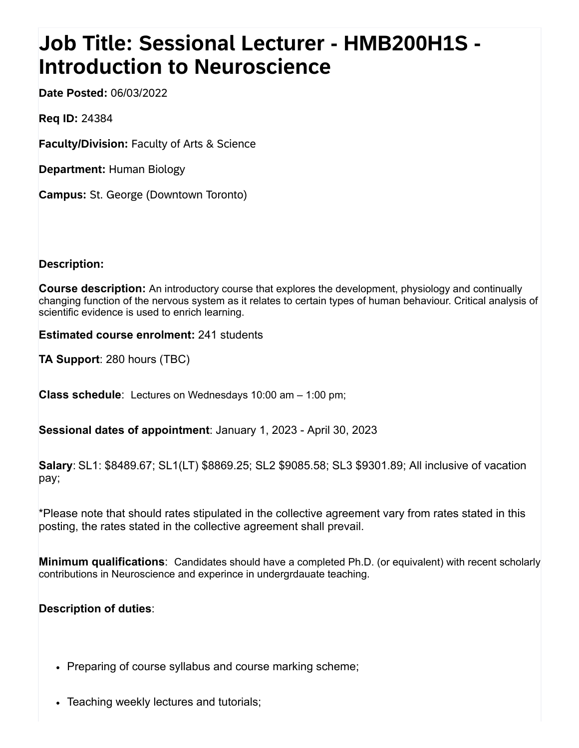# Job Title: Sessional Lecturer - HMB200H1S - Introduction to Neuroscience

**Date Posted:** 06/03/2022

**Req ID:** 24384

**Faculty/Division:** Faculty of Arts & Science

**Department:** Human Biology

**Campus:** St. George (Downtown Toronto)

**Description:**

**Course description:** An introductory course that explores the development, physiology and continually changing function of the nervous system as it relates to certain types of human behaviour. Critical analysis of scientific evidence is used to enrich learning.

**Estimated course enrolment:** 241 students

**TA Support**: 280 hours (TBC)

**Class schedule**: Lectures on Wednesdays 10:00 am – 1:00 pm;

**Sessional dates of appointment**: January 1, 2023 - April 30, 2023

**Salary**: SL1: $8489.67; SL1(LT) $8869.25; SL2 $9085.58; SL3 $9301.89; All inclusive of vacation pay;

*Please note that should rates stipulated in the collective agreement vary from rates stated in this posting, the rates stated in the collective agreement shall prevail.

**Minimum qualifications**: Candidates should have a completed Ph.D. (or equivalent) with recent scholarly contributions in Neuroscience and experince in undergrdauate teaching.

**Description of duties**:

- Preparing of course syllabus and course marking scheme;
- Teaching weekly lectures and tutorials;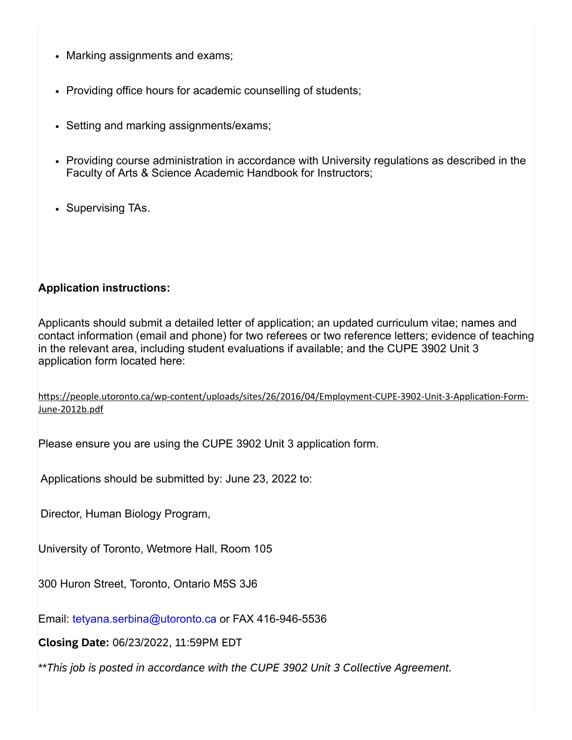- Marking assignments and exams;
- Providing office hours for academic counselling of students;
- Setting and marking assignments/exams;
- Providing course administration in accordance with University regulations as described in the Faculty of Arts & Science Academic Handbook for Instructors;
- Supervising TAs.

**Application instructions:**

Applicants should submit a detailed letter of application; an updated curriculum vitae; names and contact information (email and phone) for two referees or two reference letters; evidence of teaching in the relevant area, including student evaluations if available; and the CUPE 3902 Unit 3 application form located here:

https://people.utoronto.ca/wp-content/uploads/sites/26/2016/04/Employment-CUPE-3902-Unit-3-Application-Form-June-2012b.pdf

Please ensure you are using the CUPE 3902 Unit 3 application form.

Applications should be submitted by: June 23, 2022 to:

Director, Human Biology Program,

University of Toronto, Wetmore Hall, Room 105

300 Huron Street, Toronto, Ontario M5S 3J6

Email: tetyana.serbina@utoronto.ca or FAX 416-946-5536

**Closing Date:** 06/23/2022, 11:59PM EDT

***This job is posted in accordance with the CUPE 3902 Unit 3 Collective Agreement.*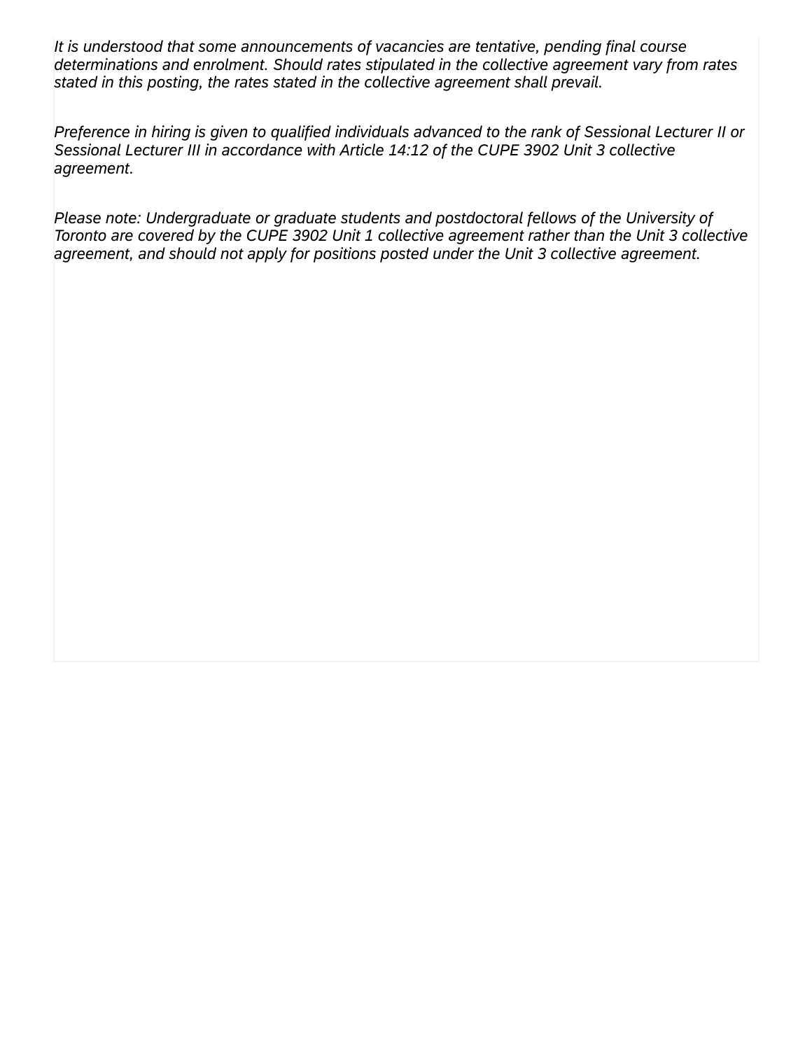*It is understood that some announcements of vacancies are tentative, pending final course determinations and enrolment. Should rates stipulated in the collective agreement vary from rates stated in this posting, the rates stated in the collective agreement shall prevail.*

*Preference in hiring is given to qualified individuals advanced to the rank of Sessional Lecturer II or Sessional Lecturer III in accordance with Article 14:12 of the CUPE 3902 Unit 3 collective agreement.*

*Please note: Undergraduate or graduate students and postdoctoral fellows of the University of Toronto are covered by the CUPE 3902 Unit 1 collective agreement rather than the Unit 3 collective agreement, and should not apply for positions posted under the Unit 3 collective agreement.*